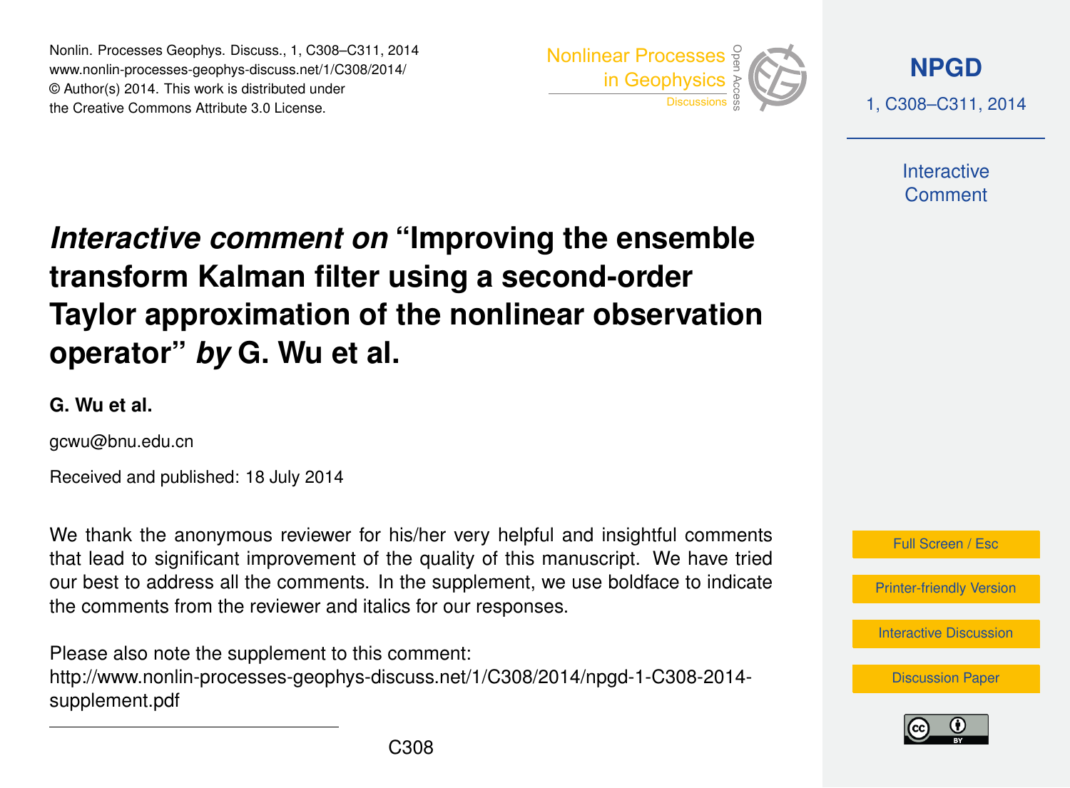# *Interactive comment on* "Improving the ensemble transform Kalman filter using a second-order Taylor approximation of the nonlinear observation operator" *by* G. Wu et al.

**G. Wu et al.**

gcwu@bnu.edu.cn

Received and published: 18 July 2014

We thank the anonymous reviewer for his/her very helpful and insightful comments that lead to significant improvement of the quality of this manuscript. We have tried our best to address all the comments. In the supplement, we use boldface to indicate the comments from the reviewer and italics for our responses.

Please also note the supplement to this comment:
http://www.nonlin-processes-geophys-discuss.net/1/C308/2014/npgd-1-C308-2014-supplement.pdf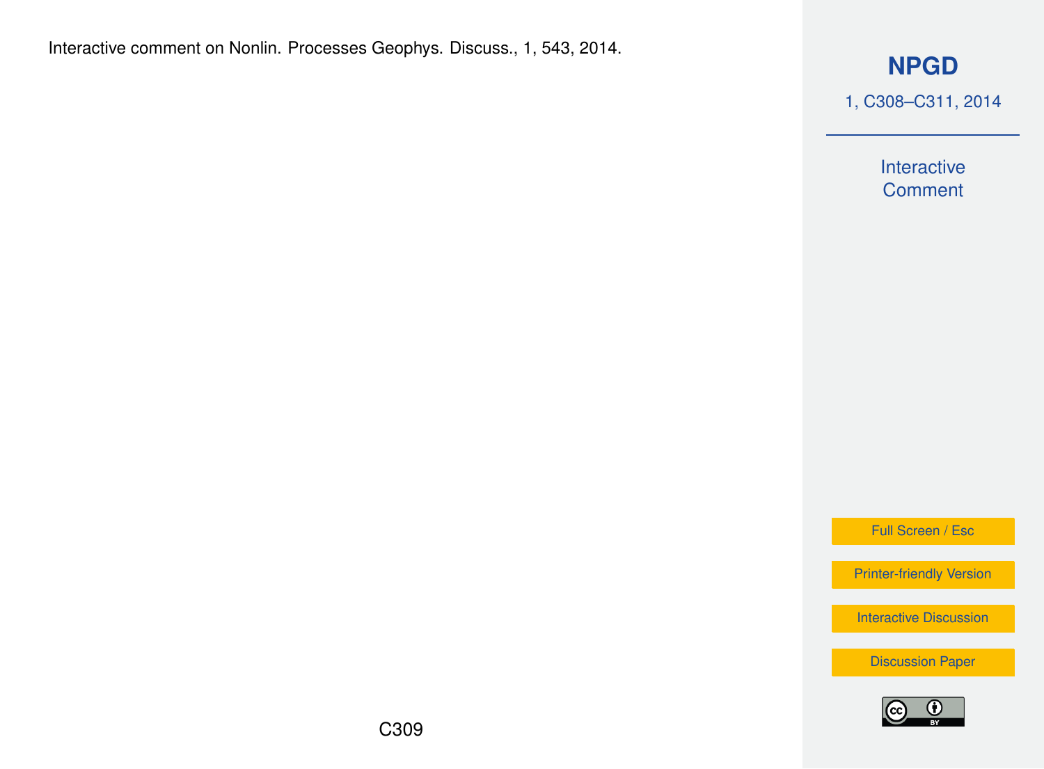Interactive comment on Nonlin. Processes Geophys. Discuss., 1, 543, 2014.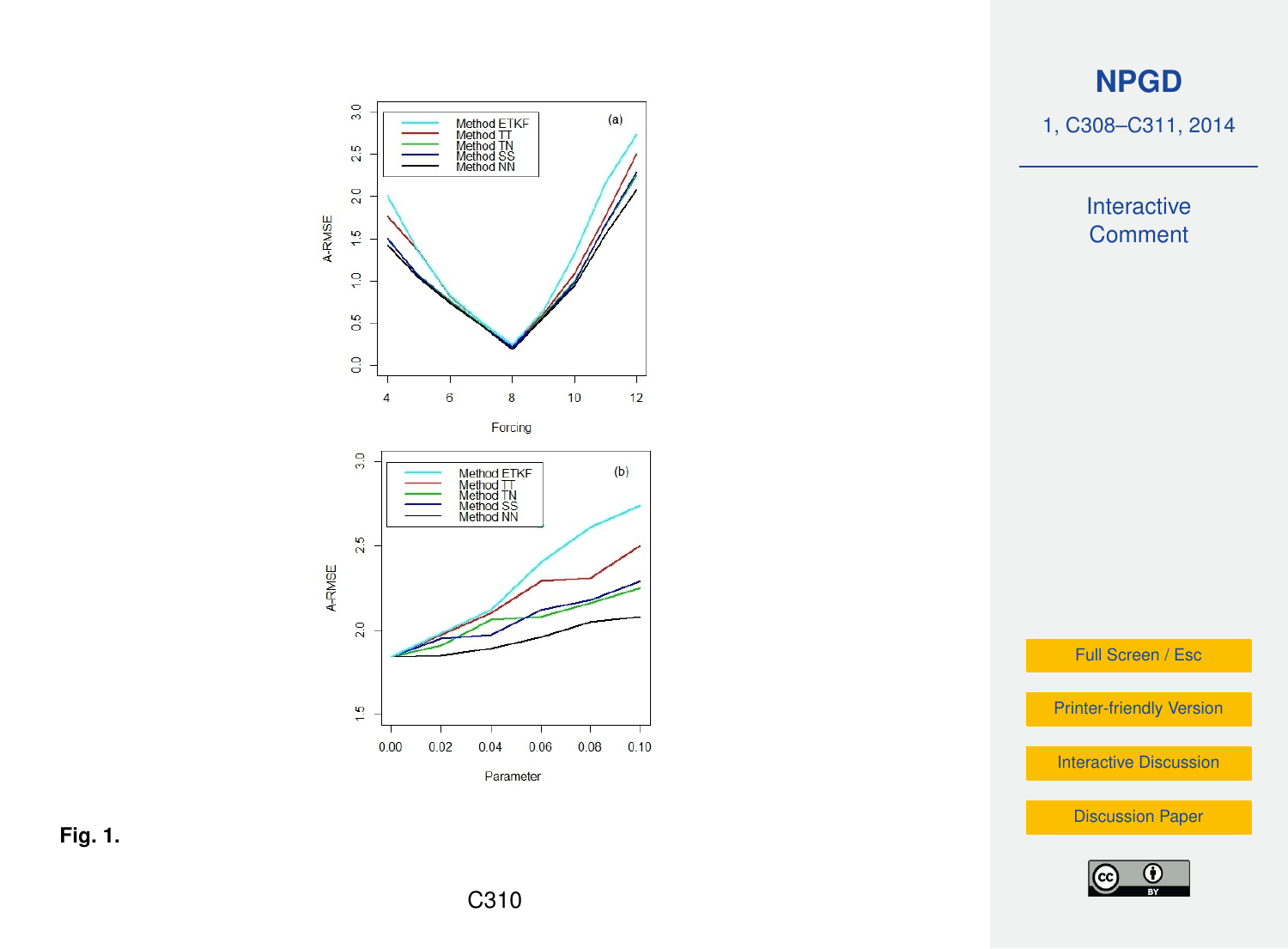**Fig. 1.**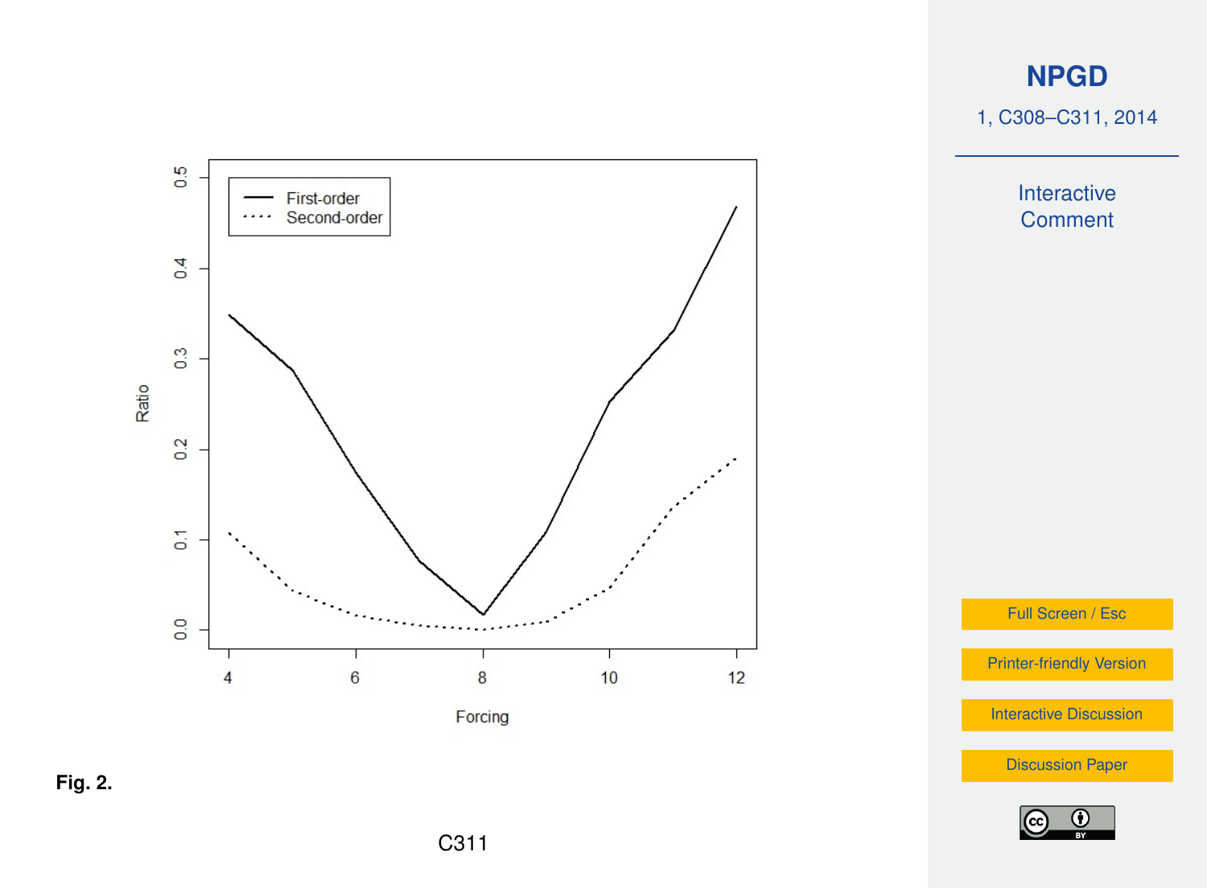First-order
Second-order

Ratio

0.0
0.1
0.2
0.3
0.4
0.5

4
6
8
10
12

Forcing

**Fig. 2.**